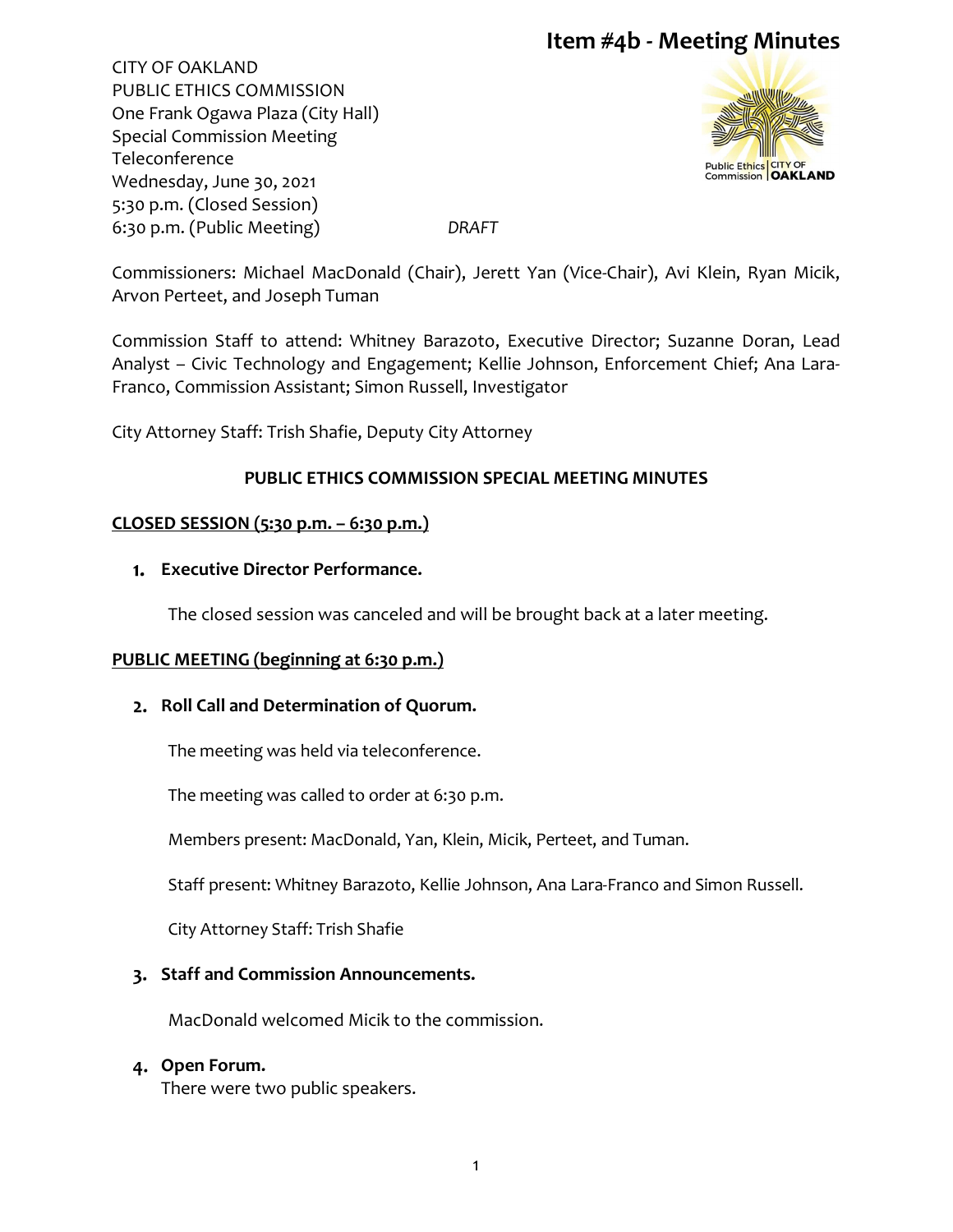# Item #4b - Meeting Minutes

CITY OF OAKLAND
PUBLIC ETHICS COMMISSION
One Frank Ogawa Plaza (City Hall)
Special Commission Meeting
Teleconference
Wednesday, June 30, 2021
5:30 p.m. (Closed Session)
6:30 p.m. (Public Meeting)

*DRAFT*

Commissioners: Michael MacDonald (Chair), Jerett Yan (Vice-Chair), Avi Klein, Ryan Micik, Arvon Perteet, and Joseph Tuman

Commission Staff to attend: Whitney Barazoto, Executive Director; Suzanne Doran, Lead Analyst – Civic Technology and Engagement; Kellie Johnson, Enforcement Chief; Ana Lara-Franco, Commission Assistant; Simon Russell, Investigator

City Attorney Staff: Trish Shafie, Deputy City Attorney

## PUBLIC ETHICS COMMISSION SPECIAL MEETING MINUTES

### CLOSED SESSION (5:30 p.m. – 6:30 p.m.)

1. **Executive Director Performance.**

   The closed session was canceled and will be brought back at a later meeting.

### PUBLIC MEETING (beginning at 6:30 p.m.)

2. **Roll Call and Determination of Quorum.**

   The meeting was held via teleconference.

   The meeting was called to order at 6:30 p.m.

   Members present: MacDonald, Yan, Klein, Micik, Perteet, and Tuman.

   Staff present: Whitney Barazoto, Kellie Johnson, Ana Lara-Franco and Simon Russell.

   City Attorney Staff: Trish Shafie

3. **Staff and Commission Announcements.**

   MacDonald welcomed Micik to the commission.

4. **Open Forum.**
   There were two public speakers.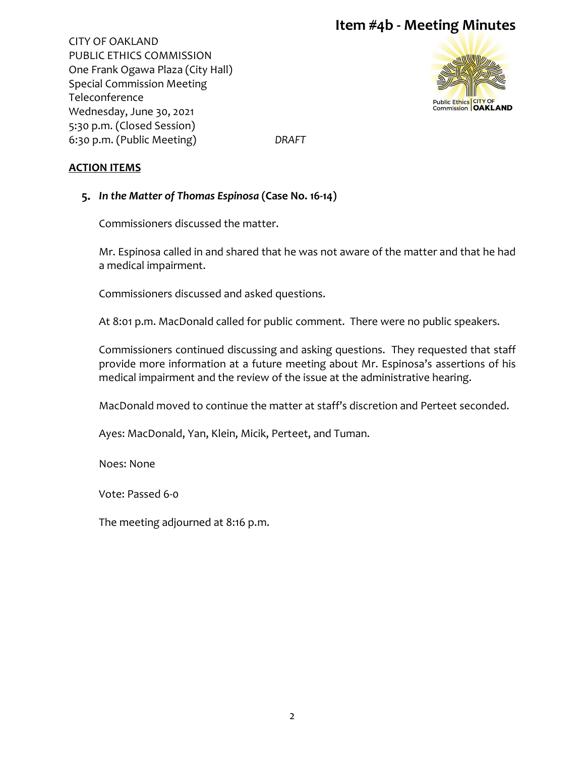# Item #4b - Meeting Minutes

CITY OF OAKLAND
PUBLIC ETHICS COMMISSION
One Frank Ogawa Plaza (City Hall)
Special Commission Meeting
Teleconference
Wednesday, June 30, 2021
5:30 p.m. (Closed Session)
6:30 p.m. (Public Meeting)

*DRAFT*

**ACTION ITEMS**

5. ***In the Matter of Thomas Espinosa*** **(Case No. 16-14)**

   Commissioners discussed the matter.

   Mr. Espinosa called in and shared that he was not aware of the matter and that he had a medical impairment.

   Commissioners discussed and asked questions.

   At 8:01 p.m. MacDonald called for public comment. There were no public speakers.

   Commissioners continued discussing and asking questions. They requested that staff provide more information at a future meeting about Mr. Espinosa's assertions of his medical impairment and the review of the issue at the administrative hearing.

   MacDonald moved to continue the matter at staff's discretion and Perteet seconded.

   Ayes: MacDonald, Yan, Klein, Micik, Perteet, and Tuman.

   Noes: None

   Vote: Passed 6-0

   The meeting adjourned at 8:16 p.m.